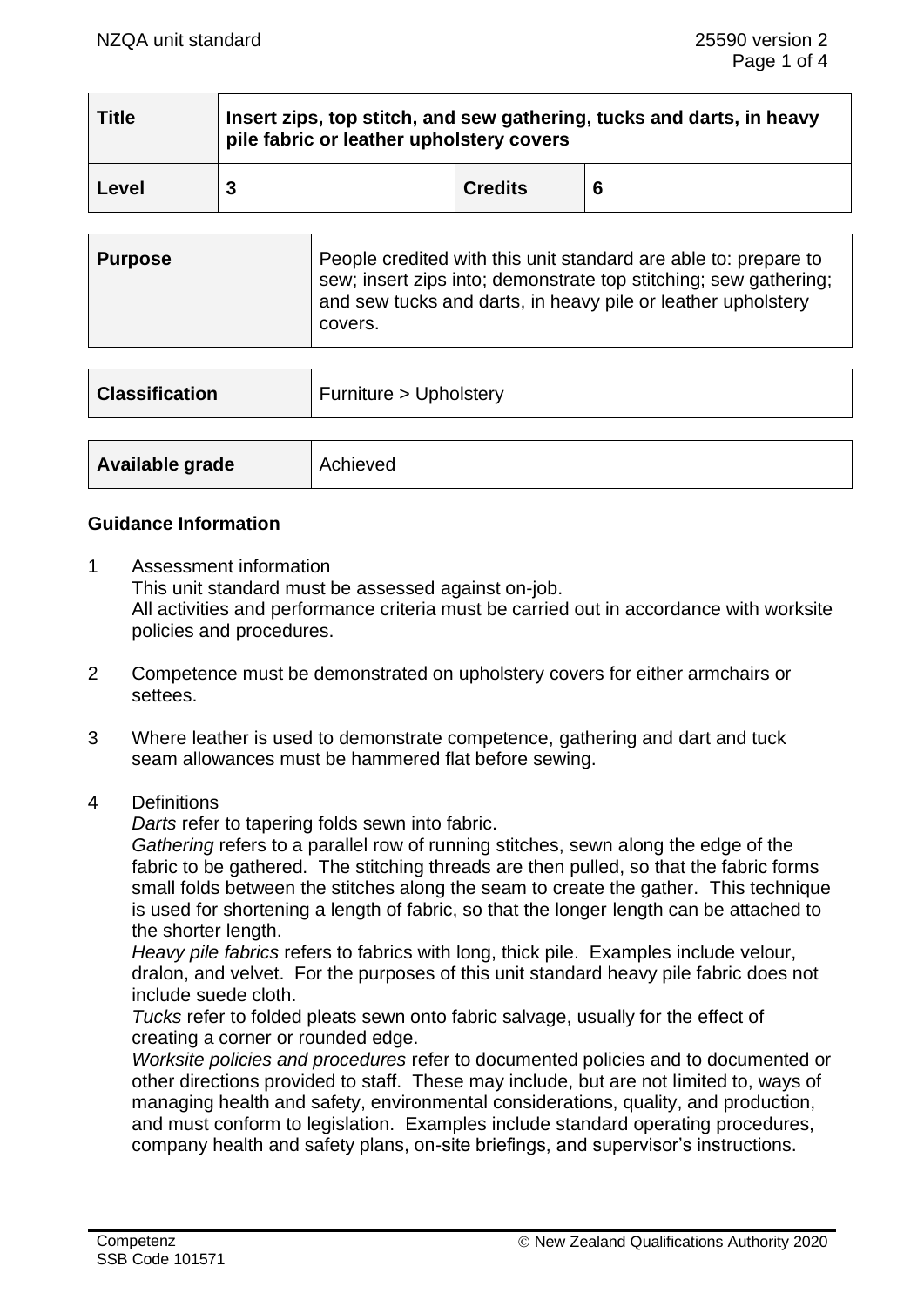| Title | Insert zips, top stitch, and sew gathering, tucks and darts, in heavy pile fabric or leather upholstery covers | | |
|---|---|---|---|
| **Level** | **3** | **Credits** | **6** |

| **Purpose** | People credited with this unit standard are able to: prepare to sew; insert zips into; demonstrate top stitching; sew gathering; and sew tucks and darts, in heavy pile or leather upholstery covers. |
|---|---|

| **Classification** | Furniture > Upholstery |
|---|---|

| **Available grade** | Achieved |
|---|---|

## Guidance Information

1 Assessment information
This unit standard must be assessed against on-job.
All activities and performance criteria must be carried out in accordance with worksite policies and procedures.

2 Competence must be demonstrated on upholstery covers for either armchairs or settees.

3 Where leather is used to demonstrate competence, gathering and dart and tuck seam allowances must be hammered flat before sewing.

4 Definitions
*Darts* refer to tapering folds sewn into fabric.
*Gathering* refers to a parallel row of running stitches, sewn along the edge of the fabric to be gathered. The stitching threads are then pulled, so that the fabric forms small folds between the stitches along the seam to create the gather. This technique is used for shortening a length of fabric, so that the longer length can be attached to the shorter length.
*Heavy pile fabrics* refers to fabrics with long, thick pile. Examples include velour, dralon, and velvet. For the purposes of this unit standard heavy pile fabric does not include suede cloth.
*Tucks* refer to folded pleats sewn onto fabric salvage, usually for the effect of creating a corner or rounded edge.
*Worksite policies and procedures* refer to documented policies and to documented or other directions provided to staff. These may include, but are not limited to, ways of managing health and safety, environmental considerations, quality, and production, and must conform to legislation. Examples include standard operating procedures, company health and safety plans, on-site briefings, and supervisor's instructions.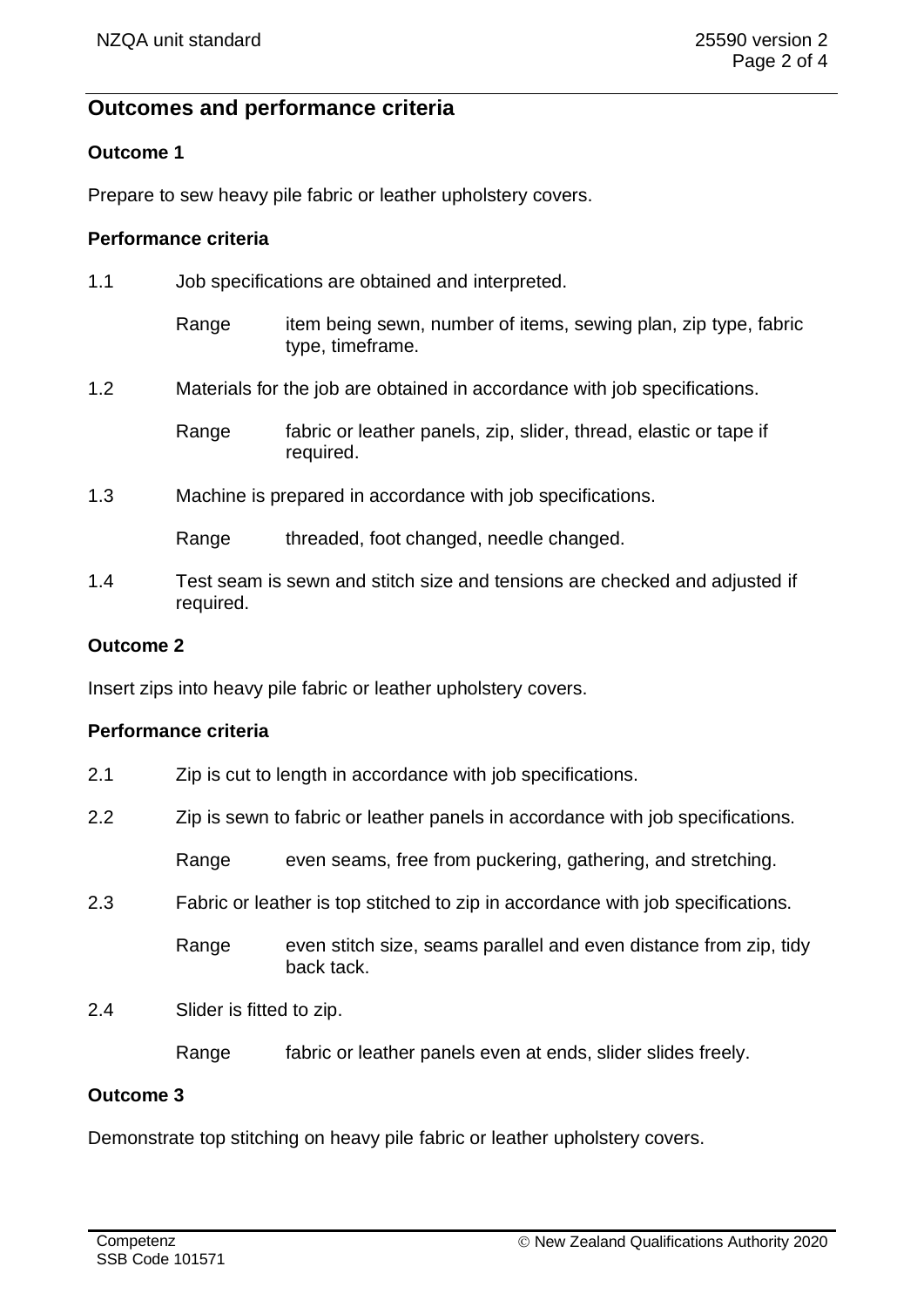## Outcomes and performance criteria

### Outcome 1

Prepare to sew heavy pile fabric or leather upholstery covers.

#### Performance criteria

1.1 Job specifications are obtained and interpreted.

Range: item being sewn, number of items, sewing plan, zip type, fabric type, timeframe.

1.2 Materials for the job are obtained in accordance with job specifications.

Range: fabric or leather panels, zip, slider, thread, elastic or tape if required.

1.3 Machine is prepared in accordance with job specifications.

Range: threaded, foot changed, needle changed.

1.4 Test seam is sewn and stitch size and tensions are checked and adjusted if required.

### Outcome 2

Insert zips into heavy pile fabric or leather upholstery covers.

#### Performance criteria

2.1 Zip is cut to length in accordance with job specifications.

2.2 Zip is sewn to fabric or leather panels in accordance with job specifications.

Range: even seams, free from puckering, gathering, and stretching.

2.3 Fabric or leather is top stitched to zip in accordance with job specifications.

Range: even stitch size, seams parallel and even distance from zip, tidy back tack.

2.4 Slider is fitted to zip.

Range: fabric or leather panels even at ends, slider slides freely.

### Outcome 3

Demonstrate top stitching on heavy pile fabric or leather upholstery covers.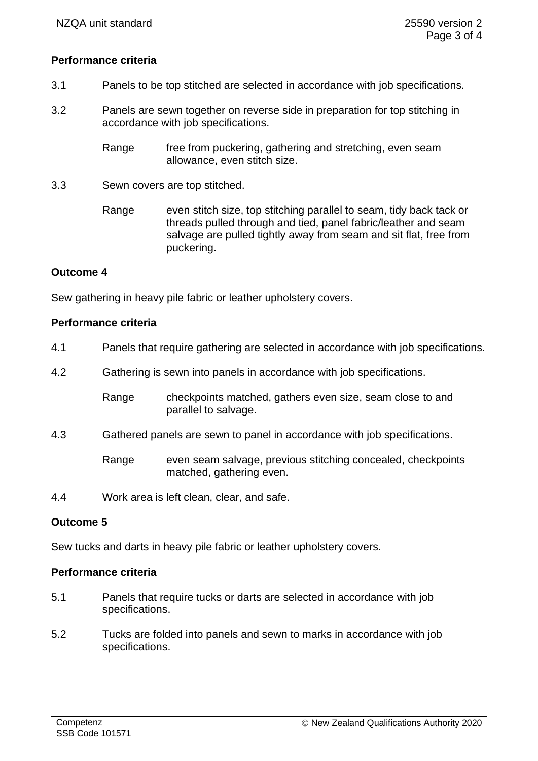**Performance criteria**

3.1 Panels to be top stitched are selected in accordance with job specifications.

3.2 Panels are sewn together on reverse side in preparation for top stitching in accordance with job specifications.

Range free from puckering, gathering and stretching, even seam allowance, even stitch size.

3.3 Sewn covers are top stitched.

Range even stitch size, top stitching parallel to seam, tidy back tack or threads pulled through and tied, panel fabric/leather and seam salvage are pulled tightly away from seam and sit flat, free from puckering.

## Outcome 4

Sew gathering in heavy pile fabric or leather upholstery covers.

**Performance criteria**

4.1 Panels that require gathering are selected in accordance with job specifications.

4.2 Gathering is sewn into panels in accordance with job specifications.

Range checkpoints matched, gathers even size, seam close to and parallel to salvage.

4.3 Gathered panels are sewn to panel in accordance with job specifications.

Range even seam salvage, previous stitching concealed, checkpoints matched, gathering even.

4.4 Work area is left clean, clear, and safe.

## Outcome 5

Sew tucks and darts in heavy pile fabric or leather upholstery covers.

**Performance criteria**

5.1 Panels that require tucks or darts are selected in accordance with job specifications.

5.2 Tucks are folded into panels and sewn to marks in accordance with job specifications.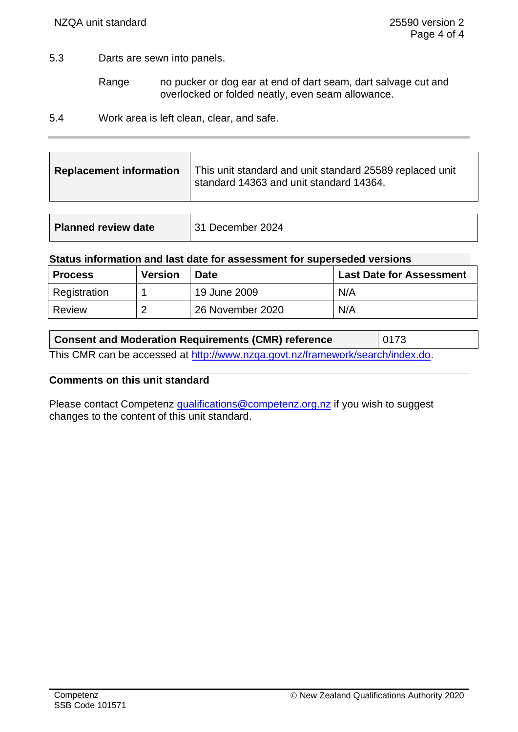5.3 Darts are sewn into panels.

Range no pucker or dog ear at end of dart seam, dart salvage cut and overlocked or folded neatly, even seam allowance.

5.4 Work area is left clean, clear, and safe.

| | |
|---|---|
| **Replacement information** | This unit standard and unit standard 25589 replaced unit standard 14363 and unit standard 14364. |

| | |
|---|---|
| **Planned review date** | 31 December 2024 |

**Status information and last date for assessment for superseded versions**

| **Process** | **Version** | **Date** | **Last Date for Assessment** |
|---|---|---|---|
| Registration | 1 | 19 June 2009 | N/A |
| Review | 2 | 26 November 2020 | N/A |

| | |
|---|---|
| **Consent and Moderation Requirements (CMR) reference** | 0173 |

This CMR can be accessed at http://www.nzqa.govt.nz/framework/search/index.do.

**Comments on this unit standard**

Please contact Competenz qualifications@competenz.org.nz if you wish to suggest changes to the content of this unit standard.